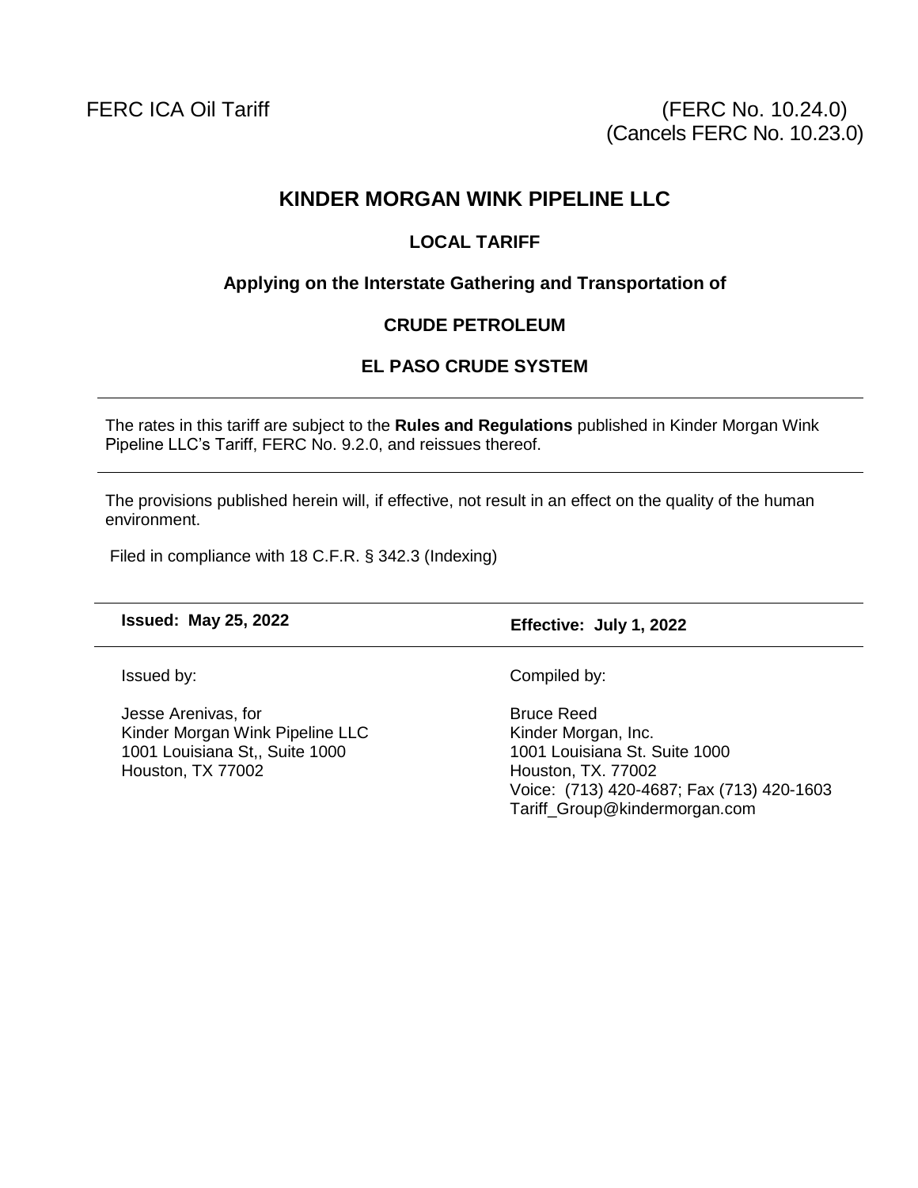FERC ICA Oil Tariff

(FERC No. 10.24.0)
(Cancels FERC No. 10.23.0)

# KINDER MORGAN WINK PIPELINE LLC

## LOCAL TARIFF

### Applying on the Interstate Gathering and Transportation of

### CRUDE PETROLEUM

### EL PASO CRUDE SYSTEM

---

The rates in this tariff are subject to the **Rules and Regulations** published in Kinder Morgan Wink Pipeline LLC's Tariff, FERC No. 9.2.0, and reissues thereof.

---

The provisions published herein will, if effective, not result in an effect on the quality of the human environment.

Filed in compliance with 18 C.F.R. § 342.3 (Indexing)

---

| **Issued: May 25, 2022** | **Effective: July 1, 2022** |
|---|---|
| Issued by:<br><br>Jesse Arenivas, for<br>Kinder Morgan Wink Pipeline LLC<br>1001 Louisiana St,, Suite 1000<br>Houston, TX 77002 | Compiled by:<br><br>Bruce Reed<br>Kinder Morgan, Inc.<br>1001 Louisiana St. Suite 1000<br>Houston, TX. 77002<br>Voice: (713) 420-4687; Fax (713) 420-1603<br>Tariff_Group@kindermorgan.com |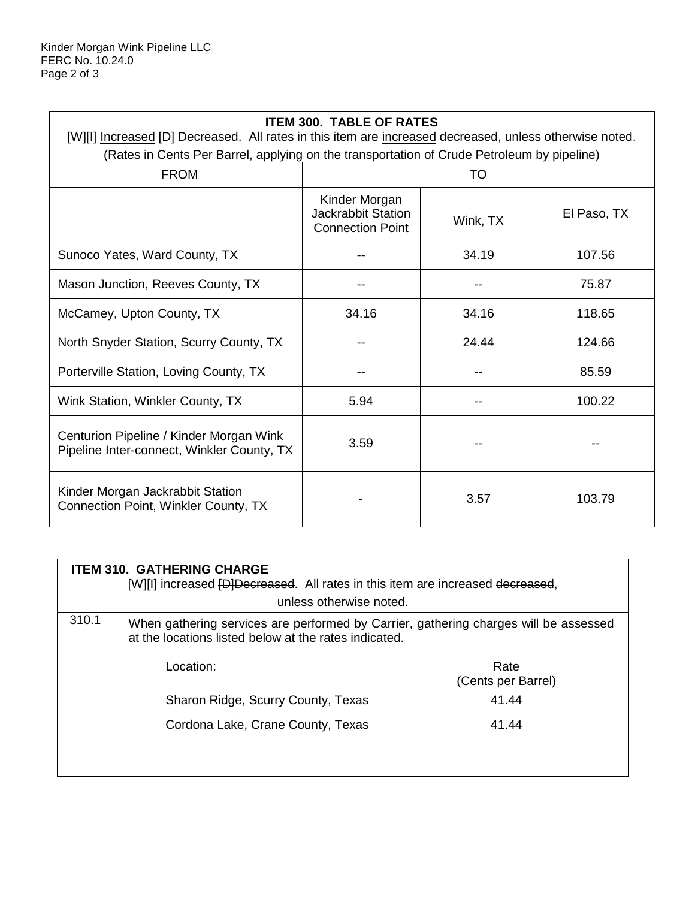Kinder Morgan Wink Pipeline LLC
FERC No. 10.24.0

## ITEM 300. TABLE OF RATES

[W][I] <u>Increased</u> ~~[D] Decreased~~. All rates in this item are <u>increased</u> ~~decreased~~, unless otherwise noted.

(Rates in Cents Per Barrel, applying on the transportation of Crude Petroleum by pipeline)

| FROM | TO | | |
|---|---|---|---|
| | Kinder Morgan Jackrabbit Station Connection Point | Wink, TX | El Paso, TX |
| Sunoco Yates, Ward County, TX | -- | 34.19 | 107.56 |
| Mason Junction, Reeves County, TX | -- | -- | 75.87 |
| McCamey, Upton County, TX | 34.16 | 34.16 | 118.65 |
| North Snyder Station, Scurry County, TX | -- | 24.44 | 124.66 |
| Porterville Station, Loving County, TX | -- | -- | 85.59 |
| Wink Station, Winkler County, TX | 5.94 | -- | 100.22 |
| Centurion Pipeline / Kinder Morgan Wink Pipeline Inter-connect, Winkler County, TX | 3.59 | -- | -- |
| Kinder Morgan Jackrabbit Station Connection Point, Winkler County, TX | - | 3.57 | 103.79 |

## ITEM 310. GATHERING CHARGE

[W][I] <u>increased</u> ~~[D]Decreased~~. All rates in this item are <u>increased</u> ~~decreased~~, unless otherwise noted.

310.1 When gathering services are performed by Carrier, gathering charges will be assessed at the locations listed below at the rates indicated.

| Location: | Rate (Cents per Barrel) |
|---|---|
| Sharon Ridge, Scurry County, Texas | 41.44 |
| Cordona Lake, Crane County, Texas | 41.44 |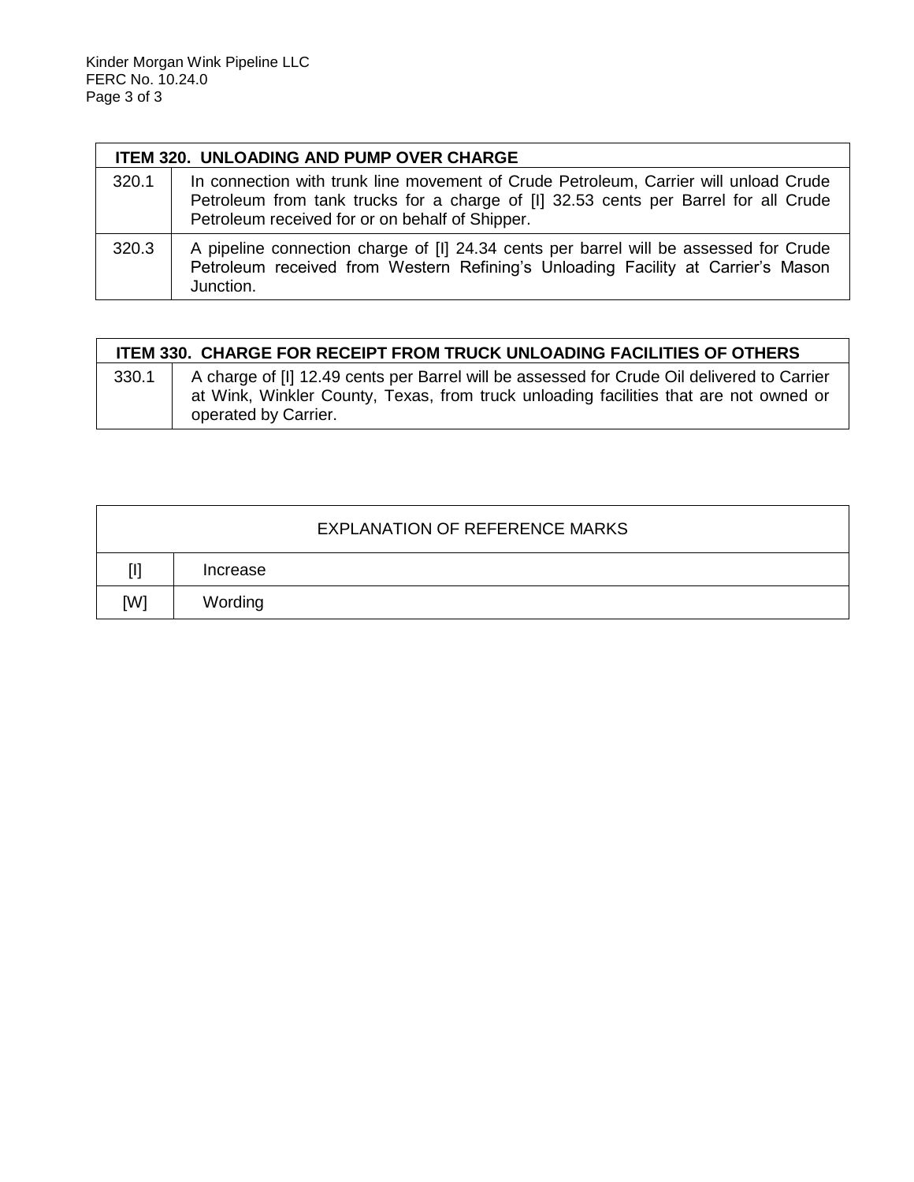| ITEM 320. UNLOADING AND PUMP OVER CHARGE | |
|---|---|
| 320.1 | In connection with trunk line movement of Crude Petroleum, Carrier will unload Crude Petroleum from tank trucks for a charge of [I] 32.53 cents per Barrel for all Crude Petroleum received for or on behalf of Shipper. |
| 320.3 | A pipeline connection charge of [I] 24.34 cents per barrel will be assessed for Crude Petroleum received from Western Refining's Unloading Facility at Carrier's Mason Junction. |

| ITEM 330. CHARGE FOR RECEIPT FROM TRUCK UNLOADING FACILITIES OF OTHERS | |
|---|---|
| 330.1 | A charge of [I] 12.49 cents per Barrel will be assessed for Crude Oil delivered to Carrier at Wink, Winkler County, Texas, from truck unloading facilities that are not owned or operated by Carrier. |

| EXPLANATION OF REFERENCE MARKS | |
|---|---|
| [I] | Increase |
| [W] | Wording |